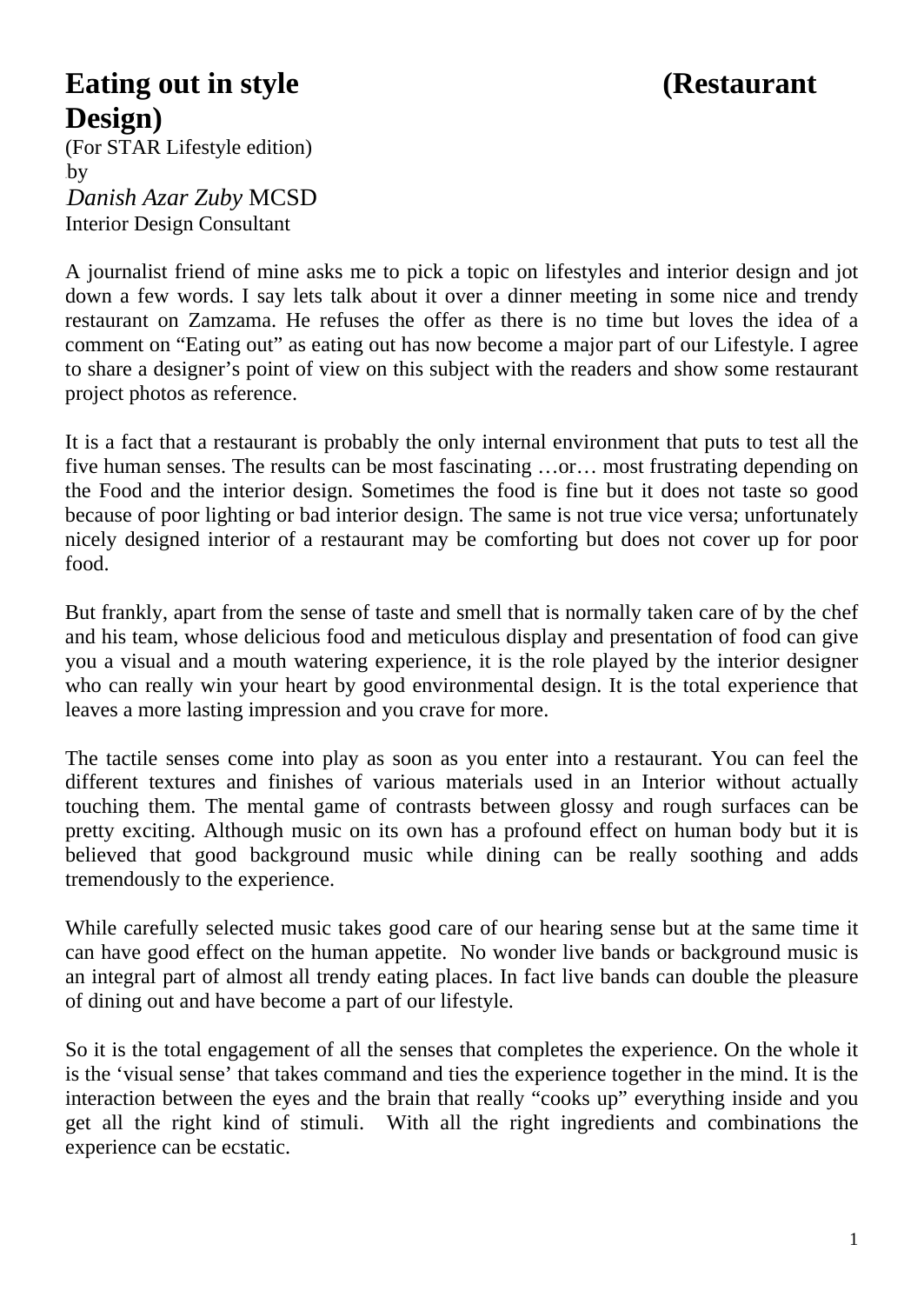# Eating out in style (Restaurant Design)

(For STAR Lifestyle edition)
by
*Danish Azar Zuby* MCSD
Interior Design Consultant

A journalist friend of mine asks me to pick a topic on lifestyles and interior design and jot down a few words. I say lets talk about it over a dinner meeting in some nice and trendy restaurant on Zamzama. He refuses the offer as there is no time but loves the idea of a comment on "Eating out" as eating out has now become a major part of our Lifestyle. I agree to share a designer's point of view on this subject with the readers and show some restaurant project photos as reference.

It is a fact that a restaurant is probably the only internal environment that puts to test all the five human senses. The results can be most fascinating …or… most frustrating depending on the Food and the interior design. Sometimes the food is fine but it does not taste so good because of poor lighting or bad interior design. The same is not true vice versa; unfortunately nicely designed interior of a restaurant may be comforting but does not cover up for poor food.

But frankly, apart from the sense of taste and smell that is normally taken care of by the chef and his team, whose delicious food and meticulous display and presentation of food can give you a visual and a mouth watering experience, it is the role played by the interior designer who can really win your heart by good environmental design. It is the total experience that leaves a more lasting impression and you crave for more.

The tactile senses come into play as soon as you enter into a restaurant. You can feel the different textures and finishes of various materials used in an Interior without actually touching them. The mental game of contrasts between glossy and rough surfaces can be pretty exciting. Although music on its own has a profound effect on human body but it is believed that good background music while dining can be really soothing and adds tremendously to the experience.

While carefully selected music takes good care of our hearing sense but at the same time it can have good effect on the human appetite. No wonder live bands or background music is an integral part of almost all trendy eating places. In fact live bands can double the pleasure of dining out and have become a part of our lifestyle.

So it is the total engagement of all the senses that completes the experience. On the whole it is the 'visual sense' that takes command and ties the experience together in the mind. It is the interaction between the eyes and the brain that really "cooks up" everything inside and you get all the right kind of stimuli. With all the right ingredients and combinations the experience can be ecstatic.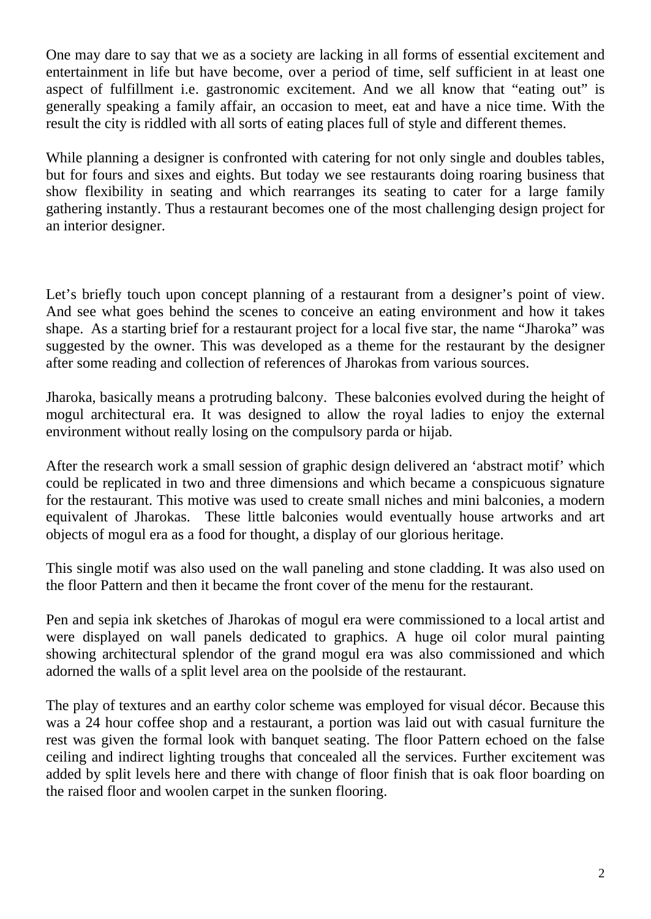One may dare to say that we as a society are lacking in all forms of essential excitement and entertainment in life but have become, over a period of time, self sufficient in at least one aspect of fulfillment i.e. gastronomic excitement. And we all know that “eating out” is generally speaking a family affair, an occasion to meet, eat and have a nice time. With the result the city is riddled with all sorts of eating places full of style and different themes.

While planning a designer is confronted with catering for not only single and doubles tables, but for fours and sixes and eights. But today we see restaurants doing roaring business that show flexibility in seating and which rearranges its seating to cater for a large family gathering instantly. Thus a restaurant becomes one of the most challenging design project for an interior designer.

Let’s briefly touch upon concept planning of a restaurant from a designer’s point of view. And see what goes behind the scenes to conceive an eating environment and how it takes shape. As a starting brief for a restaurant project for a local five star, the name “Jharoka” was suggested by the owner. This was developed as a theme for the restaurant by the designer after some reading and collection of references of Jharokas from various sources.

Jharoka, basically means a protruding balcony. These balconies evolved during the height of mogul architectural era. It was designed to allow the royal ladies to enjoy the external environment without really losing on the compulsory parda or hijab.

After the research work a small session of graphic design delivered an ‘abstract motif’ which could be replicated in two and three dimensions and which became a conspicuous signature for the restaurant. This motive was used to create small niches and mini balconies, a modern equivalent of Jharokas. These little balconies would eventually house artworks and art objects of mogul era as a food for thought, a display of our glorious heritage.

This single motif was also used on the wall paneling and stone cladding. It was also used on the floor Pattern and then it became the front cover of the menu for the restaurant.

Pen and sepia ink sketches of Jharokas of mogul era were commissioned to a local artist and were displayed on wall panels dedicated to graphics. A huge oil color mural painting showing architectural splendor of the grand mogul era was also commissioned and which adorned the walls of a split level area on the poolside of the restaurant.

The play of textures and an earthy color scheme was employed for visual décor. Because this was a 24 hour coffee shop and a restaurant, a portion was laid out with casual furniture the rest was given the formal look with banquet seating. The floor Pattern echoed on the false ceiling and indirect lighting troughs that concealed all the services. Further excitement was added by split levels here and there with change of floor finish that is oak floor boarding on the raised floor and woolen carpet in the sunken flooring.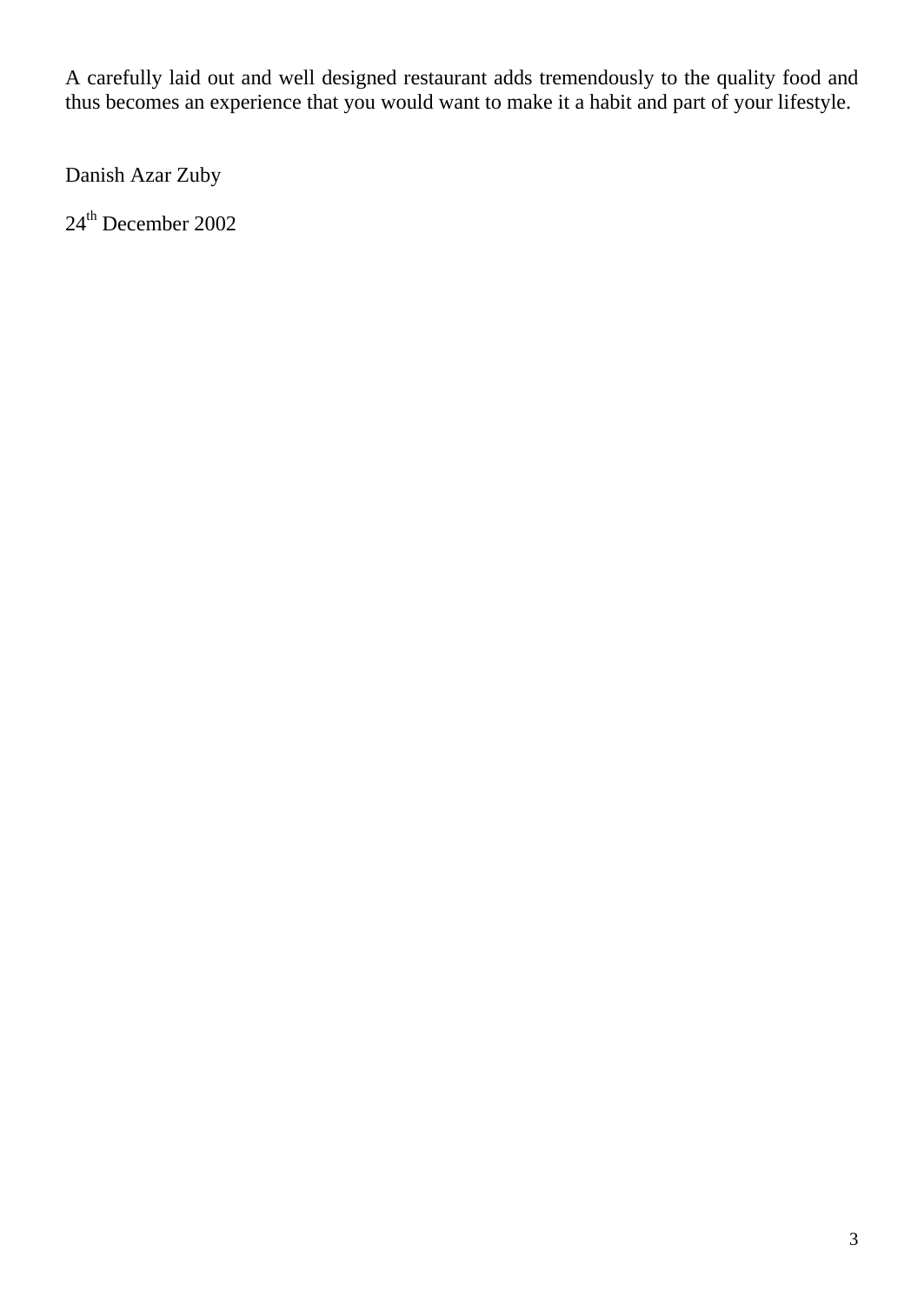A carefully laid out and well designed restaurant adds tremendously to the quality food and thus becomes an experience that you would want to make it a habit and part of your lifestyle.

Danish Azar Zuby

24th December 2002